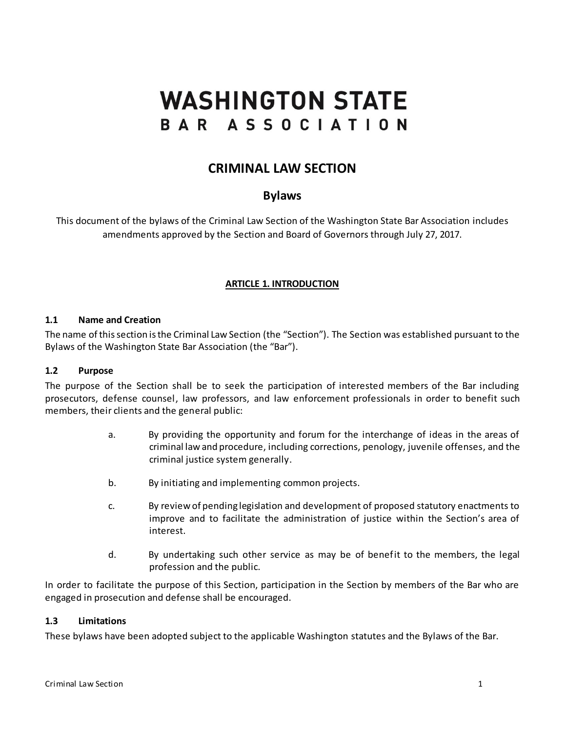# WASHINGTON STATE BAR ASSOCIATION

## CRIMINAL LAW SECTION

### Bylaws

This document of the bylaws of the Criminal Law Section of the Washington State Bar Association includes amendments approved by the Section and Board of Governors through July 27, 2017.

## ARTICLE 1. INTRODUCTION

### 1.1 Name and Creation

The name of this section is the Criminal Law Section (the "Section"). The Section was established pursuant to the Bylaws of the Washington State Bar Association (the "Bar").

### 1.2 Purpose

The purpose of the Section shall be to seek the participation of interested members of the Bar including prosecutors, defense counsel, law professors, and law enforcement professionals in order to benefit such members, their clients and the general public:

a. By providing the opportunity and forum for the interchange of ideas in the areas of criminal law and procedure, including corrections, penology, juvenile offenses, and the criminal justice system generally.

b. By initiating and implementing common projects.

c. By review of pending legislation and development of proposed statutory enactments to improve and to facilitate the administration of justice within the Section's area of interest.

d. By undertaking such other service as may be of benefit to the members, the legal profession and the public.

In order to facilitate the purpose of this Section, participation in the Section by members of the Bar who are engaged in prosecution and defense shall be encouraged.

### 1.3 Limitations

These bylaws have been adopted subject to the applicable Washington statutes and the Bylaws of the Bar.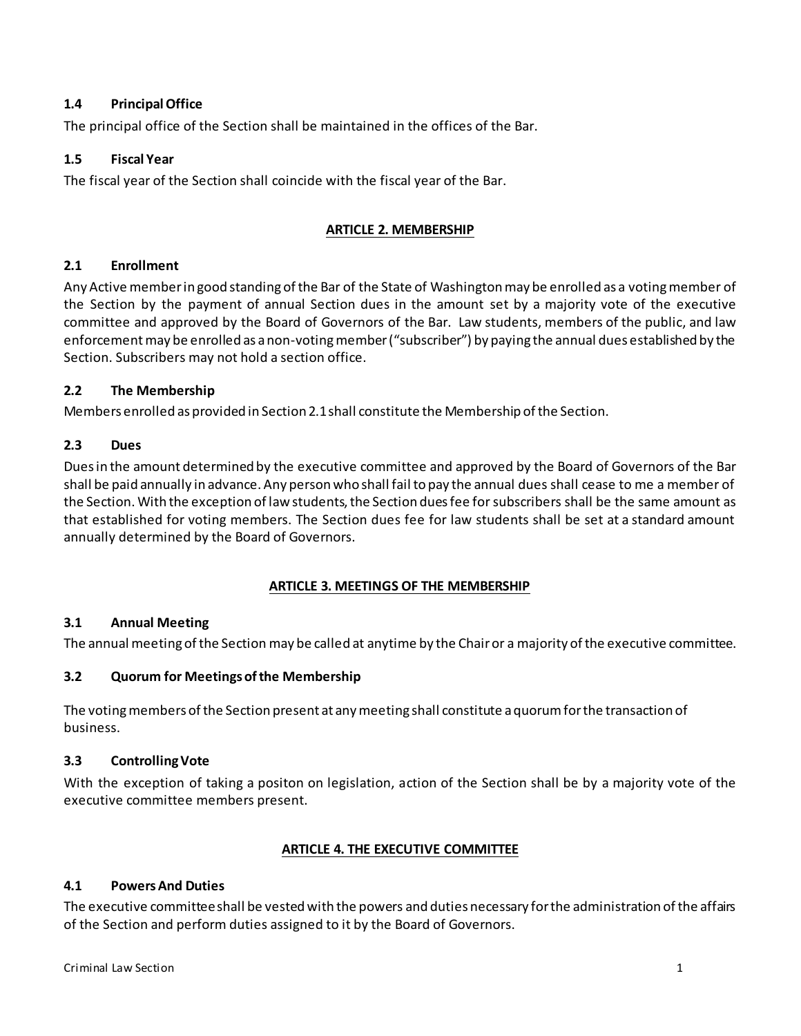### 1.4 Principal Office

The principal office of the Section shall be maintained in the offices of the Bar.

### 1.5 Fiscal Year

The fiscal year of the Section shall coincide with the fiscal year of the Bar.

## ARTICLE 2. MEMBERSHIP

### 2.1 Enrollment

Any Active member in good standing of the Bar of the State of Washington may be enrolled as a voting member of the Section by the payment of annual Section dues in the amount set by a majority vote of the executive committee and approved by the Board of Governors of the Bar. Law students, members of the public, and law enforcement may be enrolled as a non-voting member ("subscriber") by paying the annual dues established by the Section. Subscribers may not hold a section office.

### 2.2 The Membership

Members enrolled as provided in Section 2.1 shall constitute the Membership of the Section.

### 2.3 Dues

Dues in the amount determined by the executive committee and approved by the Board of Governors of the Bar shall be paid annually in advance. Any person who shall fail to pay the annual dues shall cease to me a member of the Section. With the exception of law students, the Section dues fee for subscribers shall be the same amount as that established for voting members. The Section dues fee for law students shall be set at a standard amount annually determined by the Board of Governors.

## ARTICLE 3. MEETINGS OF THE MEMBERSHIP

### 3.1 Annual Meeting

The annual meeting of the Section may be called at anytime by the Chair or a majority of the executive committee.

### 3.2 Quorum for Meetings of the Membership

The voting members of the Section present at any meeting shall constitute a quorum for the transaction of business.

### 3.3 Controlling Vote

With the exception of taking a positon on legislation, action of the Section shall be by a majority vote of the executive committee members present.

## ARTICLE 4. THE EXECUTIVE COMMITTEE

### 4.1 Powers And Duties

The executive committee shall be vested with the powers and duties necessary for the administration of the affairs of the Section and perform duties assigned to it by the Board of Governors.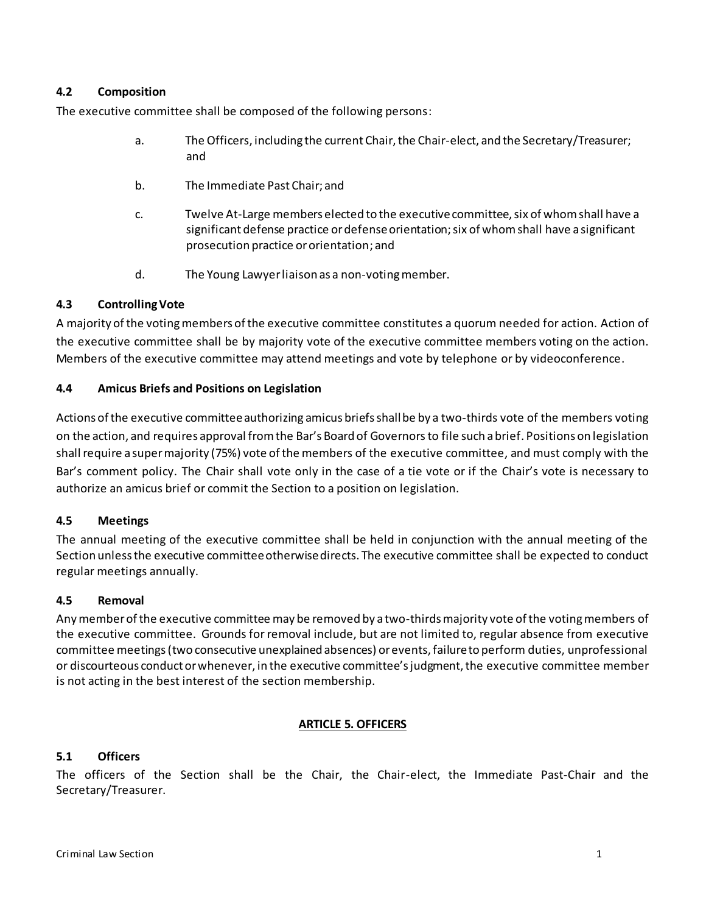### 4.2 Composition

The executive committee shall be composed of the following persons:

a. The Officers, including the current Chair, the Chair-elect, and the Secretary/Treasurer; and

b. The Immediate Past Chair; and

c. Twelve At-Large members elected to the executive committee, six of whom shall have a significant defense practice or defense orientation; six of whom shall have a significant prosecution practice or orientation; and

d. The Young Lawyer liaison as a non-voting member.

### 4.3 Controlling Vote

A majority of the voting members of the executive committee constitutes a quorum needed for action. Action of the executive committee shall be by majority vote of the executive committee members voting on the action. Members of the executive committee may attend meetings and vote by telephone or by videoconference.

### 4.4 Amicus Briefs and Positions on Legislation

Actions of the executive committee authorizing amicus briefs shall be by a two-thirds vote of the members voting on the action, and requires approval from the Bar's Board of Governors to file such a brief. Positions on legislation shall require a super majority (75%) vote of the members of the executive committee, and must comply with the Bar's comment policy. The Chair shall vote only in the case of a tie vote or if the Chair's vote is necessary to authorize an amicus brief or commit the Section to a position on legislation.

### 4.5 Meetings

The annual meeting of the executive committee shall be held in conjunction with the annual meeting of the Section unless the executive committee otherwise directs. The executive committee shall be expected to conduct regular meetings annually.

### 4.5 Removal

Any member of the executive committee may be removed by a two-thirds majority vote of the voting members of the executive committee. Grounds for removal include, but are not limited to, regular absence from executive committee meetings (two consecutive unexplained absences) or events, failure to perform duties, unprofessional or discourteous conduct or whenever, in the executive committee's judgment, the executive committee member is not acting in the best interest of the section membership.

## ARTICLE 5. OFFICERS

### 5.1 Officers

The officers of the Section shall be the Chair, the Chair-elect, the Immediate Past-Chair and the Secretary/Treasurer.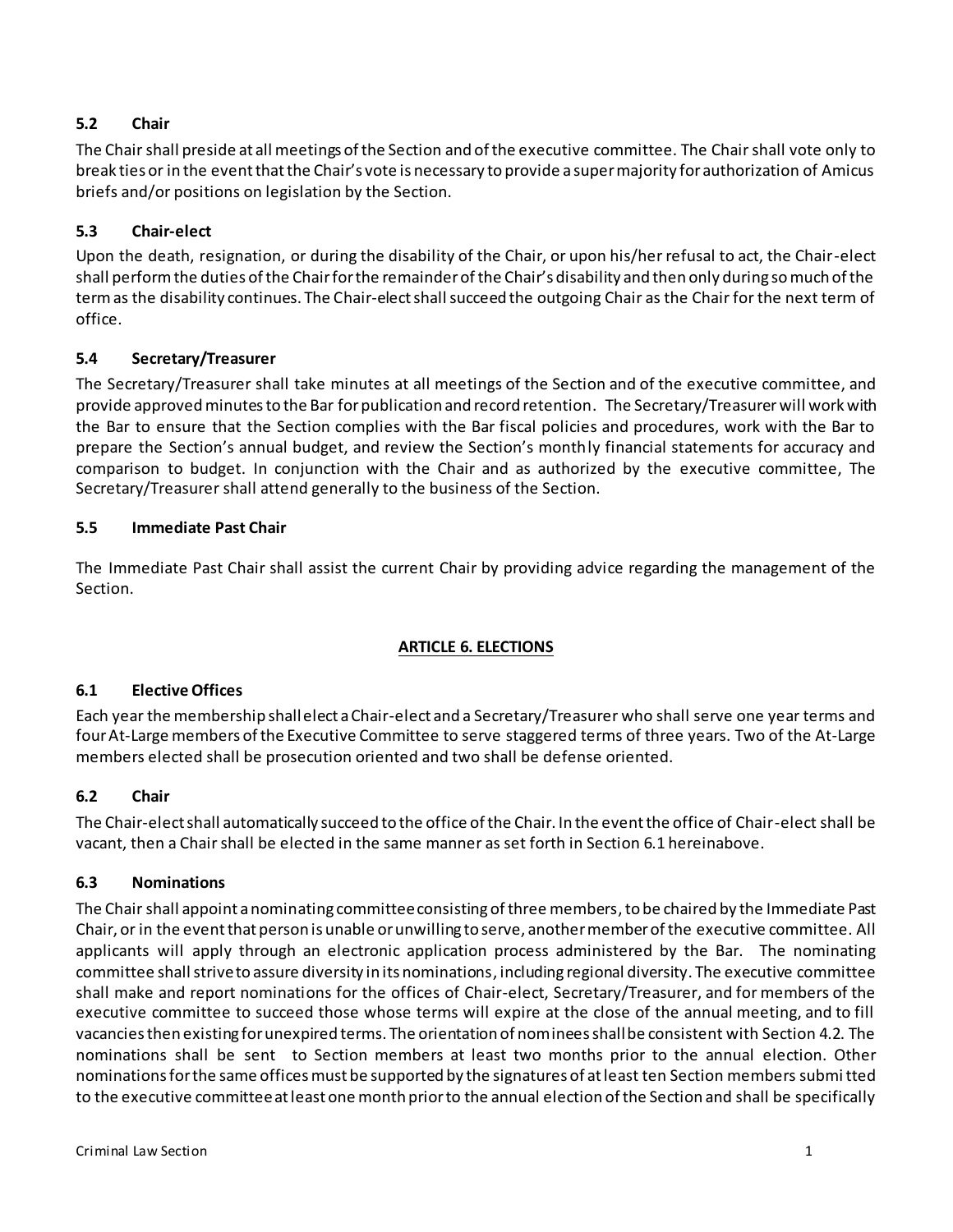### 5.2 Chair

The Chair shall preside at all meetings of the Section and of the executive committee. The Chair shall vote only to break ties or in the event that the Chair's vote is necessary to provide a super majority for authorization of Amicus briefs and/or positions on legislation by the Section.

### 5.3 Chair-elect

Upon the death, resignation, or during the disability of the Chair, or upon his/her refusal to act, the Chair-elect shall perform the duties of the Chair for the remainder of the Chair's disability and then only during so much of the term as the disability continues. The Chair-elect shall succeed the outgoing Chair as the Chair for the next term of office.

### 5.4 Secretary/Treasurer

The Secretary/Treasurer shall take minutes at all meetings of the Section and of the executive committee, and provide approved minutes to the Bar for publication and record retention. The Secretary/Treasurer will work with the Bar to ensure that the Section complies with the Bar fiscal policies and procedures, work with the Bar to prepare the Section's annual budget, and review the Section's monthly financial statements for accuracy and comparison to budget. In conjunction with the Chair and as authorized by the executive committee, The Secretary/Treasurer shall attend generally to the business of the Section.

### 5.5 Immediate Past Chair

The Immediate Past Chair shall assist the current Chair by providing advice regarding the management of the Section.

## ARTICLE 6. ELECTIONS

### 6.1 Elective Offices

Each year the membership shall elect a Chair-elect and a Secretary/Treasurer who shall serve one year terms and four At-Large members of the Executive Committee to serve staggered terms of three years. Two of the At-Large members elected shall be prosecution oriented and two shall be defense oriented.

### 6.2 Chair

The Chair-elect shall automatically succeed to the office of the Chair. In the event the office of Chair-elect shall be vacant, then a Chair shall be elected in the same manner as set forth in Section 6.1 hereinabove.

### 6.3 Nominations

The Chair shall appoint a nominating committee consisting of three members, to be chaired by the Immediate Past Chair, or in the event that person is unable or unwilling to serve, another member of the executive committee. All applicants will apply through an electronic application process administered by the Bar. The nominating committee shall strive to assure diversity in its nominations, including regional diversity. The executive committee shall make and report nominations for the offices of Chair-elect, Secretary/Treasurer, and for members of the executive committee to succeed those whose terms will expire at the close of the annual meeting, and to fill vacancies then existing for unexpired terms. The orientation of nominees shall be consistent with Section 4.2. The nominations shall be sent to Section members at least two months prior to the annual election. Other nominations for the same offices must be supported by the signatures of at least ten Section members submitted to the executive committee at least one month prior to the annual election of the Section and shall be specifically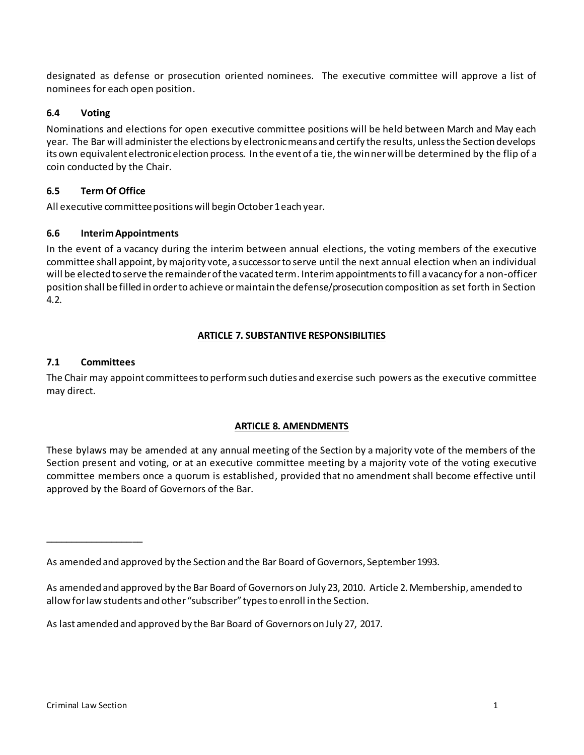designated as defense or prosecution oriented nominees. The executive committee will approve a list of nominees for each open position.

### 6.4 Voting

Nominations and elections for open executive committee positions will be held between March and May each year. The Bar will administer the elections by electronic means and certify the results, unless the Section develops its own equivalent electronic election process. In the event of a tie, the winner will be determined by the flip of a coin conducted by the Chair.

### 6.5 Term Of Office

All executive committee positions will begin October 1 each year.

### 6.6 Interim Appointments

In the event of a vacancy during the interim between annual elections, the voting members of the executive committee shall appoint, by majority vote, a successor to serve until the next annual election when an individual will be elected to serve the remainder of the vacated term. Interim appointments to fill a vacancy for a non-officer position shall be filled in order to achieve or maintain the defense/prosecution composition as set forth in Section 4.2.

## ARTICLE 7. SUBSTANTIVE RESPONSIBILITIES

### 7.1 Committees

The Chair may appoint committees to perform such duties and exercise such powers as the executive committee may direct.

## ARTICLE 8. AMENDMENTS

These bylaws may be amended at any annual meeting of the Section by a majority vote of the members of the Section present and voting, or at an executive committee meeting by a majority vote of the voting executive committee members once a quorum is established, provided that no amendment shall become effective until approved by the Board of Governors of the Bar.

---

As amended and approved by the Section and the Bar Board of Governors, September 1993.

As amended and approved by the Bar Board of Governors on July 23, 2010. Article 2. Membership, amended to allow for law students and other "subscriber" types to enroll in the Section.

As last amended and approved by the Bar Board of Governors on July 27, 2017.